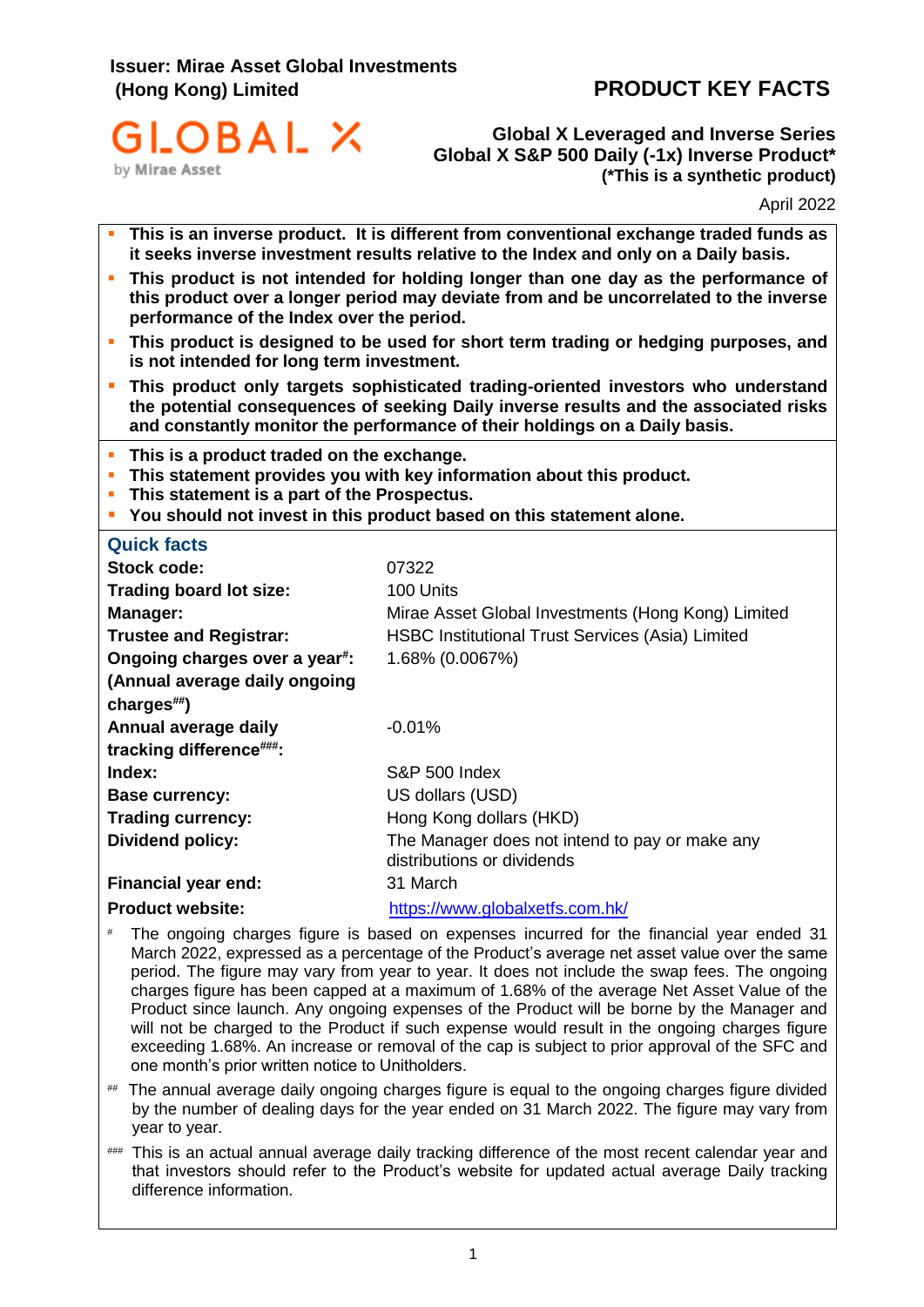**Issuer: Mirae Asset Global Investments (Hong Kong) Limited**

# PRODUCT KEY FACTS

GLOBAL X by Mirae Asset

**Global X Leveraged and Inverse Series**
**Global X S&P 500 Daily (-1x) Inverse Product***
**(*This is a synthetic product)**

April 2022

- **This is an inverse product. It is different from conventional exchange traded funds as it seeks inverse investment results relative to the Index and only on a Daily basis.**
- **This product is not intended for holding longer than one day as the performance of this product over a longer period may deviate from and be uncorrelated to the inverse performance of the Index over the period.**
- **This product is designed to be used for short term trading or hedging purposes, and is not intended for long term investment.**
- **This product only targets sophisticated trading-oriented investors who understand the potential consequences of seeking Daily inverse results and the associated risks and constantly monitor the performance of their holdings on a Daily basis.**

- **This is a product traded on the exchange.**
- **This statement provides you with key information about this product.**
- **This statement is a part of the Prospectus.**
- **You should not invest in this product based on this statement alone.**

## Quick facts

| | |
|---|---|
| **Stock code:** | 07322 |
| **Trading board lot size:** | 100 Units |
| **Manager:** | Mirae Asset Global Investments (Hong Kong) Limited |
| **Trustee and Registrar:** | HSBC Institutional Trust Services (Asia) Limited |
| **Ongoing charges over a year#: (Annual average daily ongoing charges##)** | 1.68% (0.0067%) |
| **Annual average daily tracking difference###:** | -0.01% |
| **Index:** | S&P 500 Index |
| **Base currency:** | US dollars (USD) |
| **Trading currency:** | Hong Kong dollars (HKD) |
| **Dividend policy:** | The Manager does not intend to pay or make any distributions or dividends |
| **Financial year end:** | 31 March |
| **Product website:** | https://www.globalxetfs.com.hk/ |

# The ongoing charges figure is based on expenses incurred for the financial year ended 31 March 2022, expressed as a percentage of the Product's average net asset value over the same period. The figure may vary from year to year. It does not include the swap fees. The ongoing charges figure has been capped at a maximum of 1.68% of the average Net Asset Value of the Product since launch. Any ongoing expenses of the Product will be borne by the Manager and will not be charged to the Product if such expense would result in the ongoing charges figure exceeding 1.68%. An increase or removal of the cap is subject to prior approval of the SFC and one month's prior written notice to Unitholders.

## The annual average daily ongoing charges figure is equal to the ongoing charges figure divided by the number of dealing days for the year ended on 31 March 2022. The figure may vary from year to year.

### This is an actual annual average daily tracking difference of the most recent calendar year and that investors should refer to the Product's website for updated actual average Daily tracking difference information.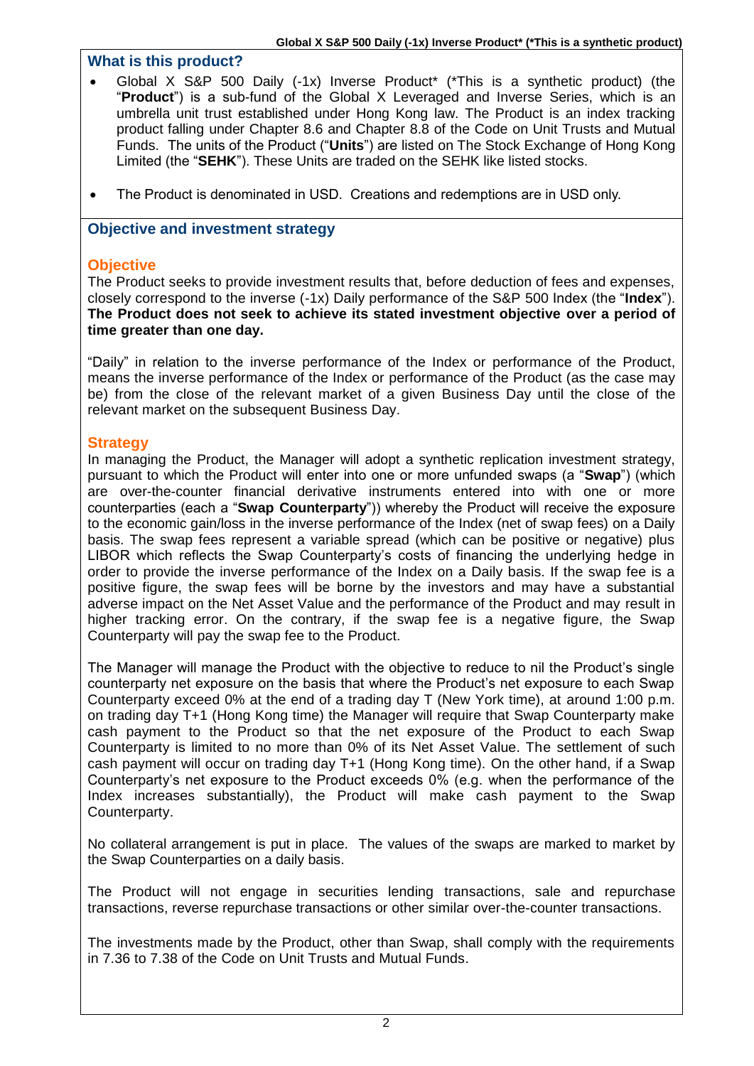## What is this product?

- Global X S&P 500 Daily (-1x) Inverse Product* (*This is a synthetic product) (the "**Product**") is a sub-fund of the Global X Leveraged and Inverse Series, which is an umbrella unit trust established under Hong Kong law. The Product is an index tracking product falling under Chapter 8.6 and Chapter 8.8 of the Code on Unit Trusts and Mutual Funds. The units of the Product ("**Units**") are listed on The Stock Exchange of Hong Kong Limited (the "**SEHK**"). These Units are traded on the SEHK like listed stocks.
- The Product is denominated in USD. Creations and redemptions are in USD only.

## Objective and investment strategy

### Objective

The Product seeks to provide investment results that, before deduction of fees and expenses, closely correspond to the inverse (-1x) Daily performance of the S&P 500 Index (the "**Index**"). **The Product does not seek to achieve its stated investment objective over a period of time greater than one day.**

"Daily" in relation to the inverse performance of the Index or performance of the Product, means the inverse performance of the Index or performance of the Product (as the case may be) from the close of the relevant market of a given Business Day until the close of the relevant market on the subsequent Business Day.

### Strategy

In managing the Product, the Manager will adopt a synthetic replication investment strategy, pursuant to which the Product will enter into one or more unfunded swaps (a "**Swap**") (which are over-the-counter financial derivative instruments entered into with one or more counterparties (each a "**Swap Counterparty**")) whereby the Product will receive the exposure to the economic gain/loss in the inverse performance of the Index (net of swap fees) on a Daily basis. The swap fees represent a variable spread (which can be positive or negative) plus LIBOR which reflects the Swap Counterparty's costs of financing the underlying hedge in order to provide the inverse performance of the Index on a Daily basis. If the swap fee is a positive figure, the swap fees will be borne by the investors and may have a substantial adverse impact on the Net Asset Value and the performance of the Product and may result in higher tracking error. On the contrary, if the swap fee is a negative figure, the Swap Counterparty will pay the swap fee to the Product.

The Manager will manage the Product with the objective to reduce to nil the Product's single counterparty net exposure on the basis that where the Product's net exposure to each Swap Counterparty exceed 0% at the end of a trading day T (New York time), at around 1:00 p.m. on trading day T+1 (Hong Kong time) the Manager will require that Swap Counterparty make cash payment to the Product so that the net exposure of the Product to each Swap Counterparty is limited to no more than 0% of its Net Asset Value. The settlement of such cash payment will occur on trading day T+1 (Hong Kong time). On the other hand, if a Swap Counterparty's net exposure to the Product exceeds 0% (e.g. when the performance of the Index increases substantially), the Product will make cash payment to the Swap Counterparty.

No collateral arrangement is put in place. The values of the swaps are marked to market by the Swap Counterparties on a daily basis.

The Product will not engage in securities lending transactions, sale and repurchase transactions, reverse repurchase transactions or other similar over-the-counter transactions.

The investments made by the Product, other than Swap, shall comply with the requirements in 7.36 to 7.38 of the Code on Unit Trusts and Mutual Funds.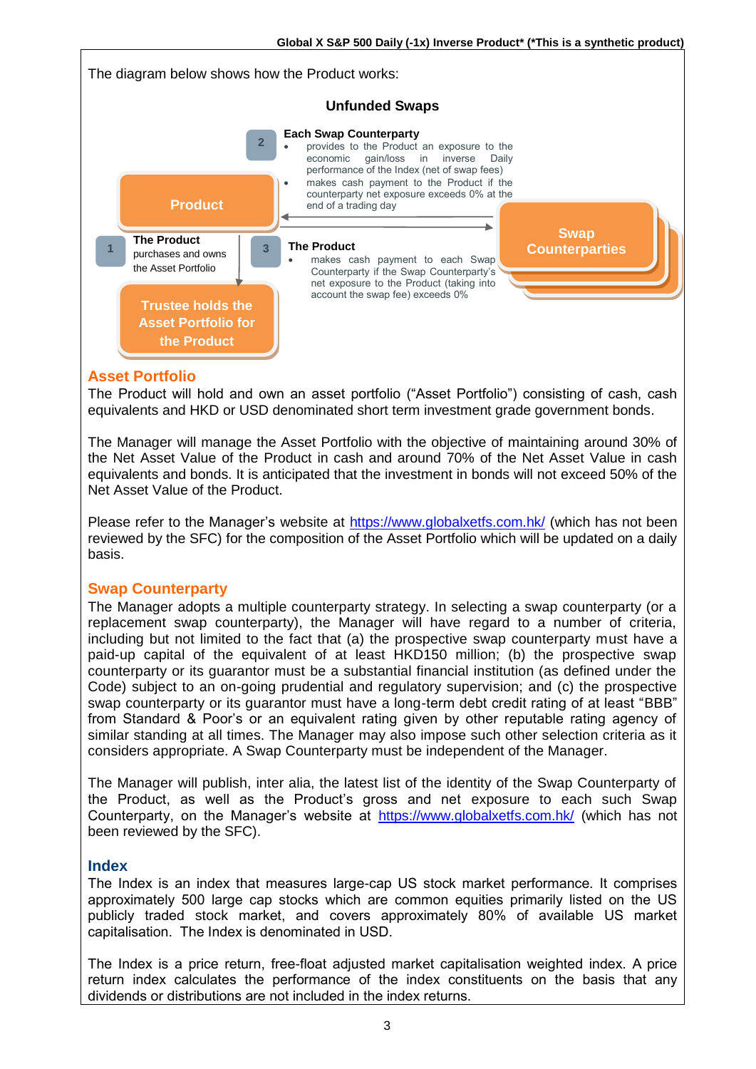The diagram below shows how the Product works:

**Unfunded Swaps**

**Product**

1 **The Product** purchases and owns the Asset Portfolio

**Trustee holds the Asset Portfolio for the Product**

2 **Each Swap Counterparty**
- provides to the Product an exposure to the economic gain/loss in inverse Daily performance of the Index (net of swap fees)
- makes cash payment to the Product if the counterparty net exposure exceeds 0% at the end of a trading day

3 **The Product**
- makes cash payment to each Swap Counterparty if the Swap Counterparty's net exposure to the Product (taking into account the swap fee) exceeds 0%

**Swap Counterparties**

## Asset Portfolio

The Product will hold and own an asset portfolio ("Asset Portfolio") consisting of cash, cash equivalents and HKD or USD denominated short term investment grade government bonds.

The Manager will manage the Asset Portfolio with the objective of maintaining around 30% of the Net Asset Value of the Product in cash and around 70% of the Net Asset Value in cash equivalents and bonds. It is anticipated that the investment in bonds will not exceed 50% of the Net Asset Value of the Product.

Please refer to the Manager's website at https://www.globalxetfs.com.hk/ (which has not been reviewed by the SFC) for the composition of the Asset Portfolio which will be updated on a daily basis.

## Swap Counterparty

The Manager adopts a multiple counterparty strategy. In selecting a swap counterparty (or a replacement swap counterparty), the Manager will have regard to a number of criteria, including but not limited to the fact that (a) the prospective swap counterparty must have a paid-up capital of the equivalent of at least HKD150 million; (b) the prospective swap counterparty or its guarantor must be a substantial financial institution (as defined under the Code) subject to an on-going prudential and regulatory supervision; and (c) the prospective swap counterparty or its guarantor must have a long-term debt credit rating of at least "BBB" from Standard & Poor's or an equivalent rating given by other reputable rating agency of similar standing at all times. The Manager may also impose such other selection criteria as it considers appropriate. A Swap Counterparty must be independent of the Manager.

The Manager will publish, inter alia, the latest list of the identity of the Swap Counterparty of the Product, as well as the Product's gross and net exposure to each such Swap Counterparty, on the Manager's website at https://www.globalxetfs.com.hk/ (which has not been reviewed by the SFC).

## Index

The Index is an index that measures large-cap US stock market performance. It comprises approximately 500 large cap stocks which are common equities primarily listed on the US publicly traded stock market, and covers approximately 80% of available US market capitalisation. The Index is denominated in USD.

The Index is a price return, free-float adjusted market capitalisation weighted index. A price return index calculates the performance of the index constituents on the basis that any dividends or distributions are not included in the index returns.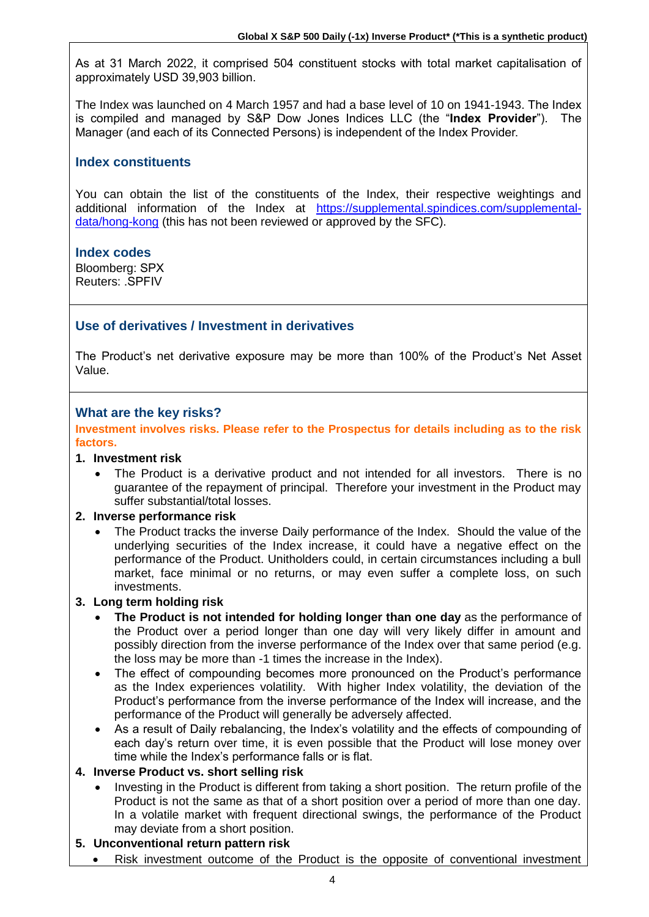As at 31 March 2022, it comprised 504 constituent stocks with total market capitalisation of approximately USD 39,903 billion.

The Index was launched on 4 March 1957 and had a base level of 10 on 1941-1943. The Index is compiled and managed by S&P Dow Jones Indices LLC (the "**Index Provider**"). The Manager (and each of its Connected Persons) is independent of the Index Provider.

## Index constituents

You can obtain the list of the constituents of the Index, their respective weightings and additional information of the Index at https://supplemental.spindices.com/supplemental-data/hong-kong (this has not been reviewed or approved by the SFC).

## Index codes

Bloomberg: SPX
Reuters: .SPFIV

## Use of derivatives / Investment in derivatives

The Product's net derivative exposure may be more than 100% of the Product's Net Asset Value.

## What are the key risks?

**Investment involves risks. Please refer to the Prospectus for details including as to the risk factors.**

**1. Investment risk**

- The Product is a derivative product and not intended for all investors. There is no guarantee of the repayment of principal. Therefore your investment in the Product may suffer substantial/total losses.

**2. Inverse performance risk**

- The Product tracks the inverse Daily performance of the Index. Should the value of the underlying securities of the Index increase, it could have a negative effect on the performance of the Product. Unitholders could, in certain circumstances including a bull market, face minimal or no returns, or may even suffer a complete loss, on such investments.

**3. Long term holding risk**

- **The Product is not intended for holding longer than one day** as the performance of the Product over a period longer than one day will very likely differ in amount and possibly direction from the inverse performance of the Index over that same period (e.g. the loss may be more than -1 times the increase in the Index).
- The effect of compounding becomes more pronounced on the Product's performance as the Index experiences volatility. With higher Index volatility, the deviation of the Product's performance from the inverse performance of the Index will increase, and the performance of the Product will generally be adversely affected.
- As a result of Daily rebalancing, the Index's volatility and the effects of compounding of each day's return over time, it is even possible that the Product will lose money over time while the Index's performance falls or is flat.

**4. Inverse Product vs. short selling risk**

- Investing in the Product is different from taking a short position. The return profile of the Product is not the same as that of a short position over a period of more than one day. In a volatile market with frequent directional swings, the performance of the Product may deviate from a short position.

**5. Unconventional return pattern risk**

- Risk investment outcome of the Product is the opposite of conventional investment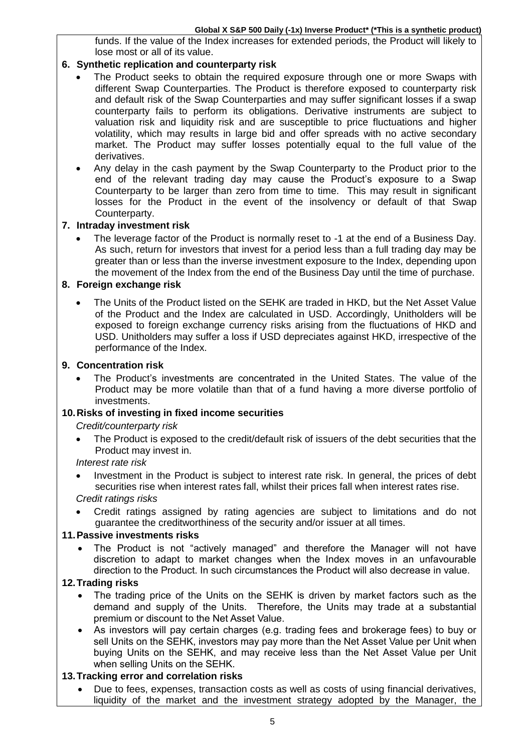funds. If the value of the Index increases for extended periods, the Product will likely to lose most or all of its value.

**6. Synthetic replication and counterparty risk**

- The Product seeks to obtain the required exposure through one or more Swaps with different Swap Counterparties. The Product is therefore exposed to counterparty risk and default risk of the Swap Counterparties and may suffer significant losses if a swap counterparty fails to perform its obligations. Derivative instruments are subject to valuation risk and liquidity risk and are susceptible to price fluctuations and higher volatility, which may results in large bid and offer spreads with no active secondary market. The Product may suffer losses potentially equal to the full value of the derivatives.
- Any delay in the cash payment by the Swap Counterparty to the Product prior to the end of the relevant trading day may cause the Product's exposure to a Swap Counterparty to be larger than zero from time to time. This may result in significant losses for the Product in the event of the insolvency or default of that Swap Counterparty.

**7. Intraday investment risk**

- The leverage factor of the Product is normally reset to -1 at the end of a Business Day. As such, return for investors that invest for a period less than a full trading day may be greater than or less than the inverse investment exposure to the Index, depending upon the movement of the Index from the end of the Business Day until the time of purchase.

**8. Foreign exchange risk**

- The Units of the Product listed on the SEHK are traded in HKD, but the Net Asset Value of the Product and the Index are calculated in USD. Accordingly, Unitholders will be exposed to foreign exchange currency risks arising from the fluctuations of HKD and USD. Unitholders may suffer a loss if USD depreciates against HKD, irrespective of the performance of the Index.

**9. Concentration risk**

- The Product's investments are concentrated in the United States. The value of the Product may be more volatile than that of a fund having a more diverse portfolio of investments.

**10. Risks of investing in fixed income securities**

*Credit/counterparty risk*

- The Product is exposed to the credit/default risk of issuers of the debt securities that the Product may invest in.

*Interest rate risk*

- Investment in the Product is subject to interest rate risk. In general, the prices of debt securities rise when interest rates fall, whilst their prices fall when interest rates rise.

*Credit ratings risks*

- Credit ratings assigned by rating agencies are subject to limitations and do not guarantee the creditworthiness of the security and/or issuer at all times.

**11. Passive investments risks**

- The Product is not "actively managed" and therefore the Manager will not have discretion to adapt to market changes when the Index moves in an unfavourable direction to the Product. In such circumstances the Product will also decrease in value.

**12. Trading risks**

- The trading price of the Units on the SEHK is driven by market factors such as the demand and supply of the Units. Therefore, the Units may trade at a substantial premium or discount to the Net Asset Value.
- As investors will pay certain charges (e.g. trading fees and brokerage fees) to buy or sell Units on the SEHK, investors may pay more than the Net Asset Value per Unit when buying Units on the SEHK, and may receive less than the Net Asset Value per Unit when selling Units on the SEHK.

**13. Tracking error and correlation risks**

- Due to fees, expenses, transaction costs as well as costs of using financial derivatives, liquidity of the market and the investment strategy adopted by the Manager, the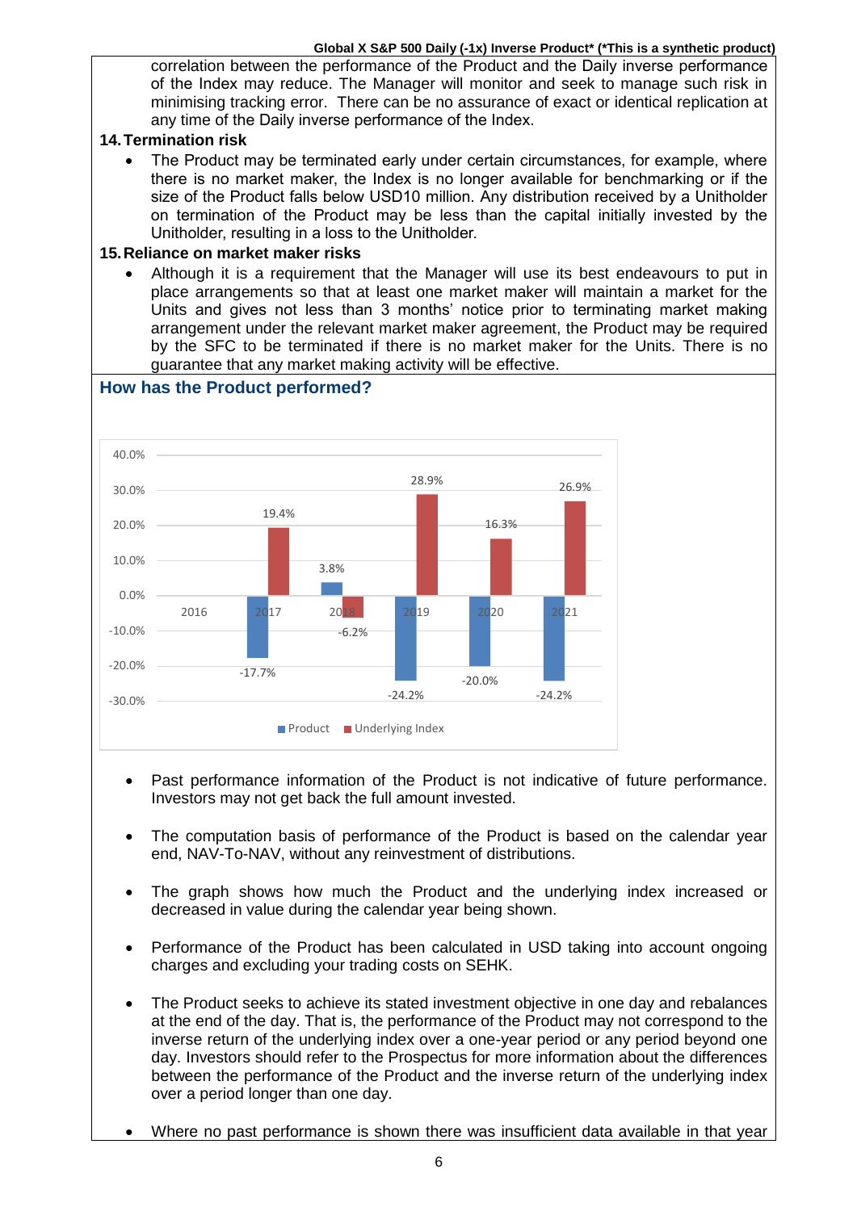correlation between the performance of the Product and the Daily inverse performance of the Index may reduce. The Manager will monitor and seek to manage such risk in minimising tracking error. There can be no assurance of exact or identical replication at any time of the Daily inverse performance of the Index.

### 14. Termination risk

- The Product may be terminated early under certain circumstances, for example, where there is no market maker, the Index is no longer available for benchmarking or if the size of the Product falls below USD10 million. Any distribution received by a Unitholder on termination of the Product may be less than the capital initially invested by the Unitholder, resulting in a loss to the Unitholder.

### 15. Reliance on market maker risks

- Although it is a requirement that the Manager will use its best endeavours to put in place arrangements so that at least one market maker will maintain a market for the Units and gives not less than 3 months' notice prior to terminating market making arrangement under the relevant market maker agreement, the Product may be required by the SFC to be terminated if there is no market maker for the Units. There is no guarantee that any market making activity will be effective.

## How has the Product performed?

| Year | Product | Underlying Index |
|---|---|---|
| 2016 | | |
| 2017 | -17.7% | 19.4% |
| 2018 | 3.8% | -6.2% |
| 2019 | -24.2% | 28.9% |
| 2020 | -20.0% | 16.3% |
| 2021 | -24.2% | 26.9% |

- Past performance information of the Product is not indicative of future performance. Investors may not get back the full amount invested.

- The computation basis of performance of the Product is based on the calendar year end, NAV-To-NAV, without any reinvestment of distributions.

- The graph shows how much the Product and the underlying index increased or decreased in value during the calendar year being shown.

- Performance of the Product has been calculated in USD taking into account ongoing charges and excluding your trading costs on SEHK.

- The Product seeks to achieve its stated investment objective in one day and rebalances at the end of the day. That is, the performance of the Product may not correspond to the inverse return of the underlying index over a one-year period or any period beyond one day. Investors should refer to the Prospectus for more information about the differences between the performance of the Product and the inverse return of the underlying index over a period longer than one day.

- Where no past performance is shown there was insufficient data available in that year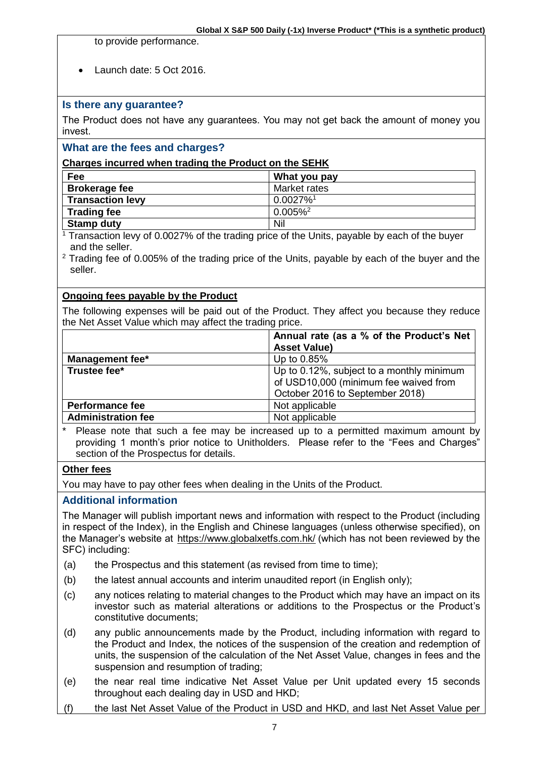to provide performance.

- Launch date: 5 Oct 2016.

## Is there any guarantee?

The Product does not have any guarantees. You may not get back the amount of money you invest.

## What are the fees and charges?

**Charges incurred when trading the Product on the SEHK**

| Fee | What you pay |
|---|---|
| **Brokerage fee** | Market rates |
| **Transaction levy** | 0.0027%[1] |
| **Trading fee** | 0.005%[2] |
| **Stamp duty** | Nil |

[1] Transaction levy of 0.0027% of the trading price of the Units, payable by each of the buyer and the seller.

[2] Trading fee of 0.005% of the trading price of the Units, payable by each of the buyer and the seller.

**Ongoing fees payable by the Product**

The following expenses will be paid out of the Product. They affect you because they reduce the Net Asset Value which may affect the trading price.

| | Annual rate (as a % of the Product's Net Asset Value) |
|---|---|
| **Management fee*** | Up to 0.85% |
| **Trustee fee*** | Up to 0.12%, subject to a monthly minimum of USD10,000 (minimum fee waived from October 2016 to September 2018) |
| **Performance fee** | Not applicable |
| **Administration fee** | Not applicable |

\* Please note that such a fee may be increased up to a permitted maximum amount by providing 1 month's prior notice to Unitholders. Please refer to the "Fees and Charges" section of the Prospectus for details.

**Other fees**

You may have to pay other fees when dealing in the Units of the Product.

## Additional information

The Manager will publish important news and information with respect to the Product (including in respect of the Index), in the English and Chinese languages (unless otherwise specified), on the Manager's website at https://www.globalxetfs.com.hk/ (which has not been reviewed by the SFC) including:

(a) the Prospectus and this statement (as revised from time to time);

(b) the latest annual accounts and interim unaudited report (in English only);

(c) any notices relating to material changes to the Product which may have an impact on its investor such as material alterations or additions to the Prospectus or the Product's constitutive documents;

(d) any public announcements made by the Product, including information with regard to the Product and Index, the notices of the suspension of the creation and redemption of units, the suspension of the calculation of the Net Asset Value, changes in fees and the suspension and resumption of trading;

(e) the near real time indicative Net Asset Value per Unit updated every 15 seconds throughout each dealing day in USD and HKD;

(f) the last Net Asset Value of the Product in USD and HKD, and last Net Asset Value per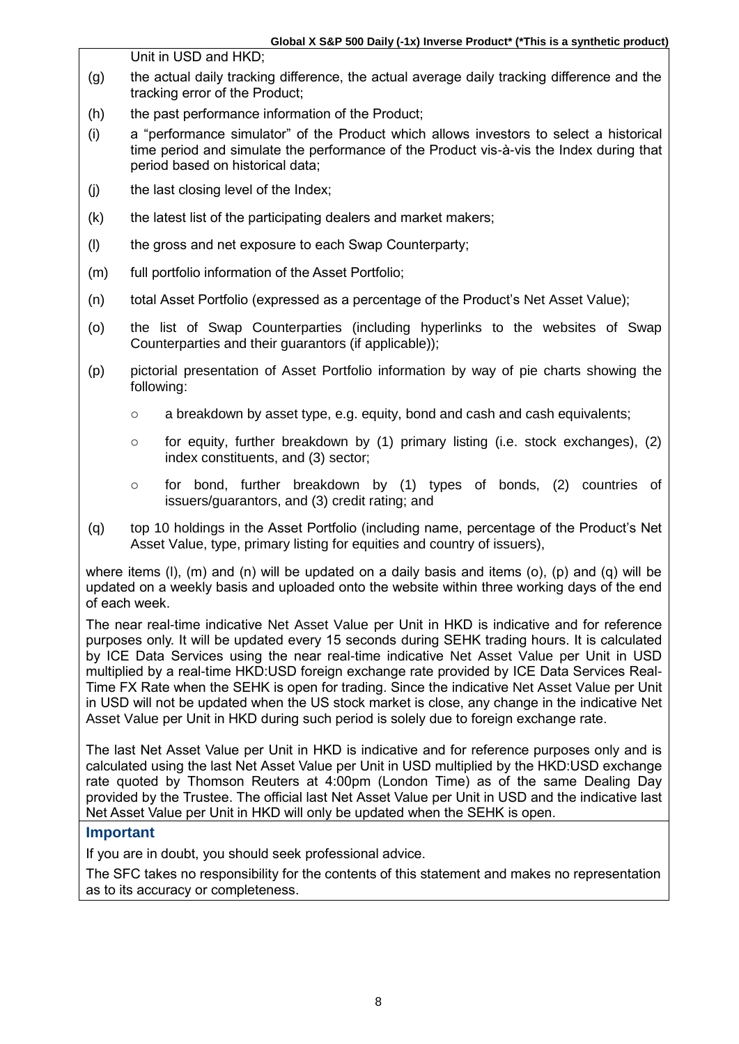Unit in USD and HKD;

(g) the actual daily tracking difference, the actual average daily tracking difference and the tracking error of the Product;

(h) the past performance information of the Product;

(i) a "performance simulator" of the Product which allows investors to select a historical time period and simulate the performance of the Product vis-à-vis the Index during that period based on historical data;

(j) the last closing level of the Index;

(k) the latest list of the participating dealers and market makers;

(l) the gross and net exposure to each Swap Counterparty;

(m) full portfolio information of the Asset Portfolio;

(n) total Asset Portfolio (expressed as a percentage of the Product's Net Asset Value);

(o) the list of Swap Counterparties (including hyperlinks to the websites of Swap Counterparties and their guarantors (if applicable));

(p) pictorial presentation of Asset Portfolio information by way of pie charts showing the following:

- a breakdown by asset type, e.g. equity, bond and cash and cash equivalents;
- for equity, further breakdown by (1) primary listing (i.e. stock exchanges), (2) index constituents, and (3) sector;
- for bond, further breakdown by (1) types of bonds, (2) countries of issuers/guarantors, and (3) credit rating; and

(q) top 10 holdings in the Asset Portfolio (including name, percentage of the Product's Net Asset Value, type, primary listing for equities and country of issuers),

where items (l), (m) and (n) will be updated on a daily basis and items (o), (p) and (q) will be updated on a weekly basis and uploaded onto the website within three working days of the end of each week.

The near real-time indicative Net Asset Value per Unit in HKD is indicative and for reference purposes only. It will be updated every 15 seconds during SEHK trading hours. It is calculated by ICE Data Services using the near real-time indicative Net Asset Value per Unit in USD multiplied by a real-time HKD:USD foreign exchange rate provided by ICE Data Services Real-Time FX Rate when the SEHK is open for trading. Since the indicative Net Asset Value per Unit in USD will not be updated when the US stock market is close, any change in the indicative Net Asset Value per Unit in HKD during such period is solely due to foreign exchange rate.

The last Net Asset Value per Unit in HKD is indicative and for reference purposes only and is calculated using the last Net Asset Value per Unit in USD multiplied by the HKD:USD exchange rate quoted by Thomson Reuters at 4:00pm (London Time) as of the same Dealing Day provided by the Trustee. The official last Net Asset Value per Unit in USD and the indicative last Net Asset Value per Unit in HKD will only be updated when the SEHK is open.

## Important

If you are in doubt, you should seek professional advice.

The SFC takes no responsibility for the contents of this statement and makes no representation as to its accuracy or completeness.